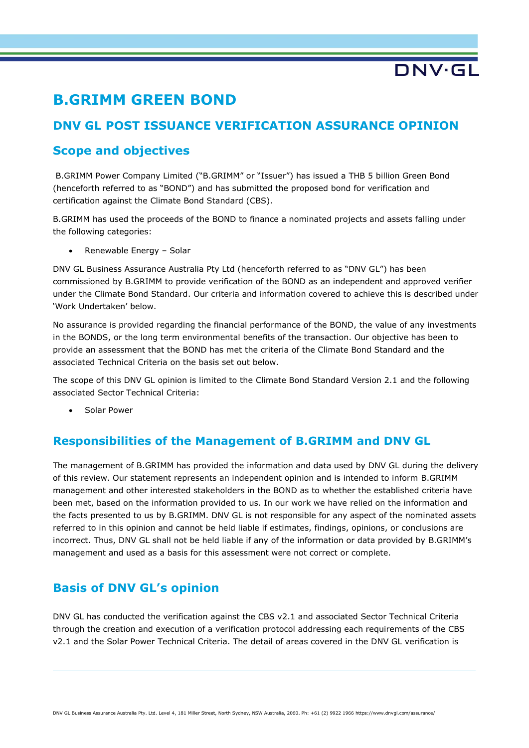# B.GRIMM GREEN BOND

## DNV GL POST ISSUANCE VERIFICATION ASSURANCE OPINION

## Scope and objectives

B.GRIMM Power Company Limited ("B.GRIMM" or "Issuer") has issued a THB 5 billion Green Bond (henceforth referred to as "BOND") and has submitted the proposed bond for verification and certification against the Climate Bond Standard (CBS).

B.GRIMM has used the proceeds of the BOND to finance a nominated projects and assets falling under the following categories:

- Renewable Energy – Solar

DNV GL Business Assurance Australia Pty Ltd (henceforth referred to as "DNV GL") has been commissioned by B.GRIMM to provide verification of the BOND as an independent and approved verifier under the Climate Bond Standard. Our criteria and information covered to achieve this is described under 'Work Undertaken' below.

No assurance is provided regarding the financial performance of the BOND, the value of any investments in the BONDS, or the long term environmental benefits of the transaction. Our objective has been to provide an assessment that the BOND has met the criteria of the Climate Bond Standard and the associated Technical Criteria on the basis set out below.

The scope of this DNV GL opinion is limited to the Climate Bond Standard Version 2.1 and the following associated Sector Technical Criteria:

- Solar Power

## Responsibilities of the Management of B.GRIMM and DNV GL

The management of B.GRIMM has provided the information and data used by DNV GL during the delivery of this review. Our statement represents an independent opinion and is intended to inform B.GRIMM management and other interested stakeholders in the BOND as to whether the established criteria have been met, based on the information provided to us. In our work we have relied on the information and the facts presented to us by B.GRIMM. DNV GL is not responsible for any aspect of the nominated assets referred to in this opinion and cannot be held liable if estimates, findings, opinions, or conclusions are incorrect. Thus, DNV GL shall not be held liable if any of the information or data provided by B.GRIMM's management and used as a basis for this assessment were not correct or complete.

## Basis of DNV GL's opinion

DNV GL has conducted the verification against the CBS v2.1 and associated Sector Technical Criteria through the creation and execution of a verification protocol addressing each requirements of the CBS v2.1 and the Solar Power Technical Criteria. The detail of areas covered in the DNV GL verification is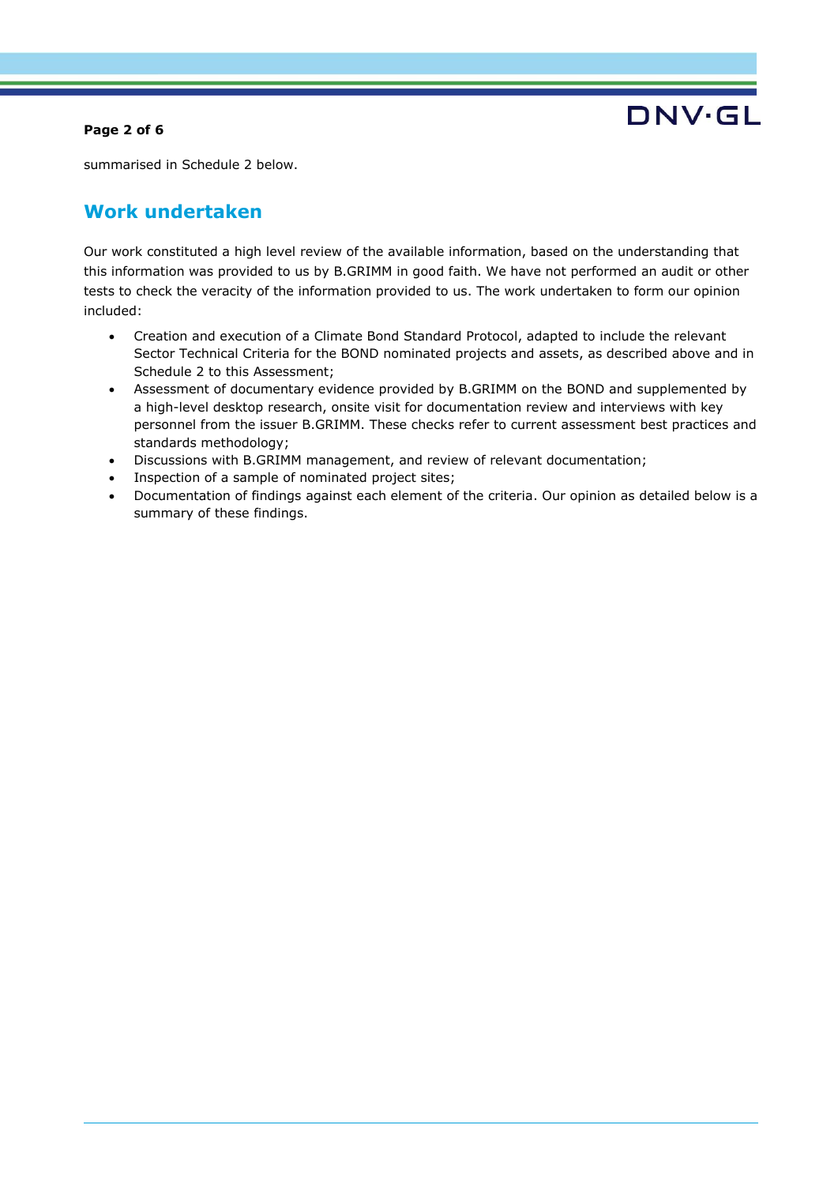summarised in Schedule 2 below.

## Work undertaken

Our work constituted a high level review of the available information, based on the understanding that this information was provided to us by B.GRIMM in good faith. We have not performed an audit or other tests to check the veracity of the information provided to us. The work undertaken to form our opinion included:

- Creation and execution of a Climate Bond Standard Protocol, adapted to include the relevant Sector Technical Criteria for the BOND nominated projects and assets, as described above and in Schedule 2 to this Assessment;
- Assessment of documentary evidence provided by B.GRIMM on the BOND and supplemented by a high-level desktop research, onsite visit for documentation review and interviews with key personnel from the issuer B.GRIMM. These checks refer to current assessment best practices and standards methodology;
- Discussions with B.GRIMM management, and review of relevant documentation;
- Inspection of a sample of nominated project sites;
- Documentation of findings against each element of the criteria. Our opinion as detailed below is a summary of these findings.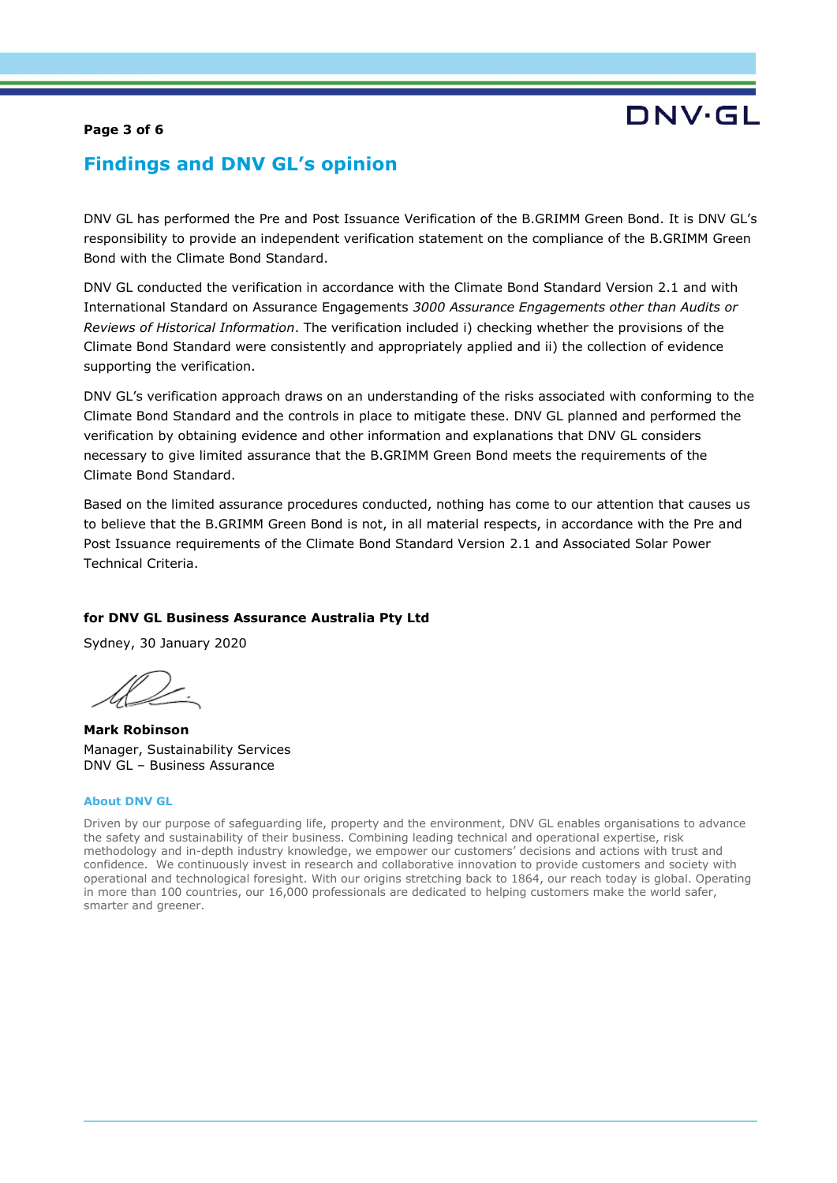## Findings and DNV GL's opinion

DNV GL has performed the Pre and Post Issuance Verification of the B.GRIMM Green Bond. It is DNV GL's responsibility to provide an independent verification statement on the compliance of the B.GRIMM Green Bond with the Climate Bond Standard.

DNV GL conducted the verification in accordance with the Climate Bond Standard Version 2.1 and with International Standard on Assurance Engagements *3000 Assurance Engagements other than Audits or Reviews of Historical Information*. The verification included i) checking whether the provisions of the Climate Bond Standard were consistently and appropriately applied and ii) the collection of evidence supporting the verification.

DNV GL's verification approach draws on an understanding of the risks associated with conforming to the Climate Bond Standard and the controls in place to mitigate these. DNV GL planned and performed the verification by obtaining evidence and other information and explanations that DNV GL considers necessary to give limited assurance that the B.GRIMM Green Bond meets the requirements of the Climate Bond Standard.

Based on the limited assurance procedures conducted, nothing has come to our attention that causes us to believe that the B.GRIMM Green Bond is not, in all material respects, in accordance with the Pre and Post Issuance requirements of the Climate Bond Standard Version 2.1 and Associated Solar Power Technical Criteria.

**for DNV GL Business Assurance Australia Pty Ltd**

Sydney, 30 January 2020

**Mark Robinson**
Manager, Sustainability Services
DNV GL – Business Assurance

**About DNV GL**

Driven by our purpose of safeguarding life, property and the environment, DNV GL enables organisations to advance the safety and sustainability of their business. Combining leading technical and operational expertise, risk methodology and in-depth industry knowledge, we empower our customers' decisions and actions with trust and confidence. We continuously invest in research and collaborative innovation to provide customers and society with operational and technological foresight. With our origins stretching back to 1864, our reach today is global. Operating in more than 100 countries, our 16,000 professionals are dedicated to helping customers make the world safer, smarter and greener.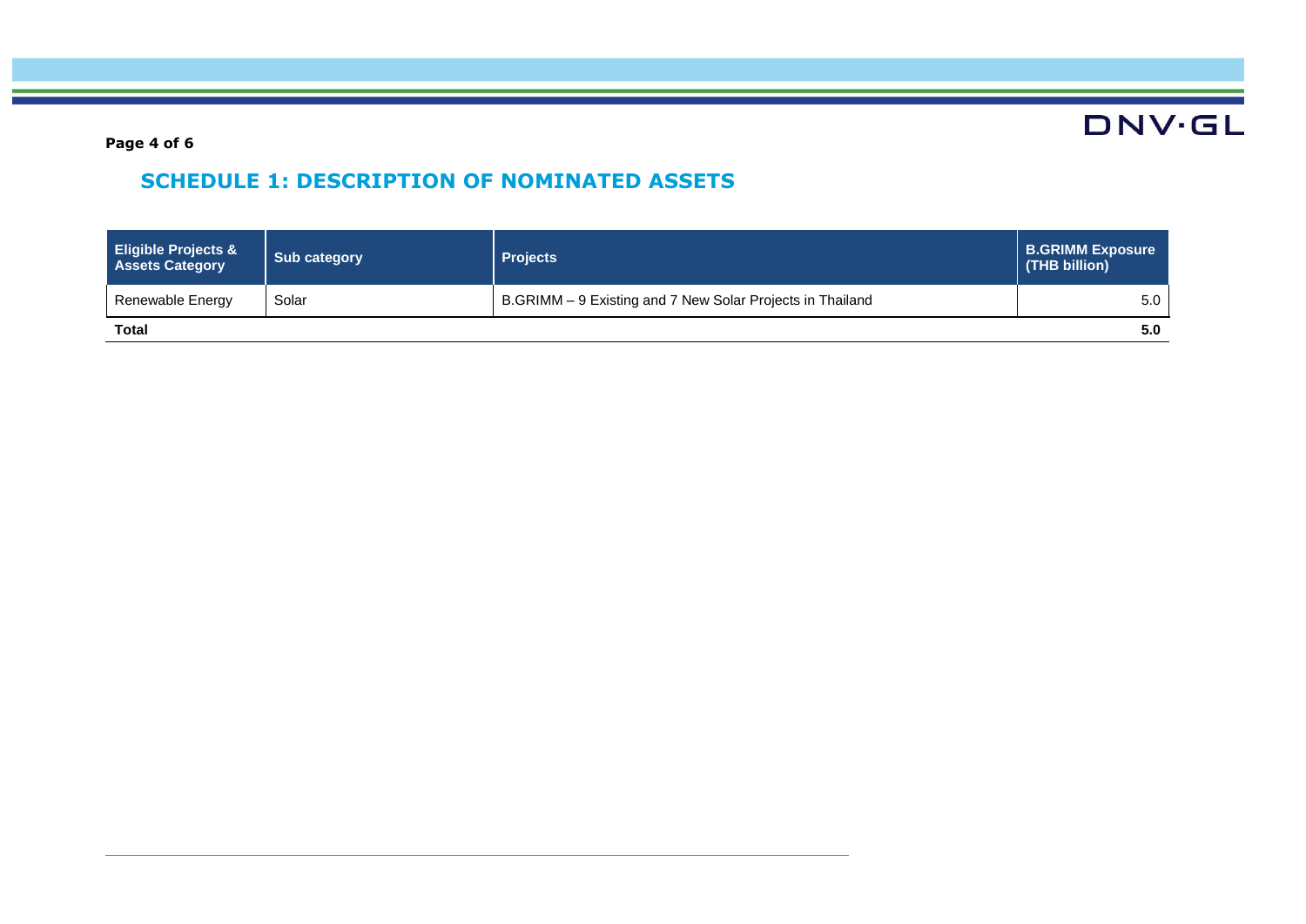## SCHEDULE 1: DESCRIPTION OF NOMINATED ASSETS

| Eligible Projects & Assets Category | Sub category | Projects | B.GRIMM Exposure (THB billion) |
|---|---|---|---|
| Renewable Energy | Solar | B.GRIMM – 9 Existing and 7 New Solar Projects in Thailand | 5.0 |
| **Total** | | | **5.0** |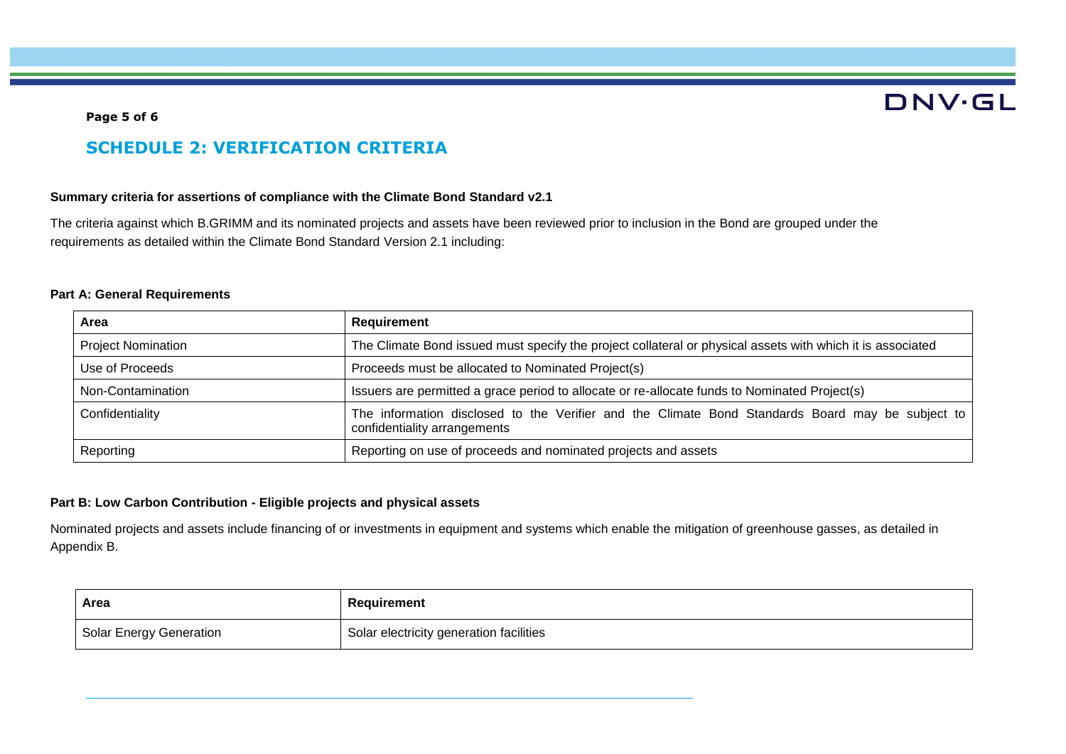## SCHEDULE 2: VERIFICATION CRITERIA

**Summary criteria for assertions of compliance with the Climate Bond Standard v2.1**

The criteria against which B.GRIMM and its nominated projects and assets have been reviewed prior to inclusion in the Bond are grouped under the requirements as detailed within the Climate Bond Standard Version 2.1 including:

**Part A: General Requirements**

| Area | Requirement |
|---|---|
| Project Nomination | The Climate Bond issued must specify the project collateral or physical assets with which it is associated |
| Use of Proceeds | Proceeds must be allocated to Nominated Project(s) |
| Non-Contamination | Issuers are permitted a grace period to allocate or re-allocate funds to Nominated Project(s) |
| Confidentiality | The information disclosed to the Verifier and the Climate Bond Standards Board may be subject to confidentiality arrangements |
| Reporting | Reporting on use of proceeds and nominated projects and assets |

**Part B: Low Carbon Contribution - Eligible projects and physical assets**

Nominated projects and assets include financing of or investments in equipment and systems which enable the mitigation of greenhouse gasses, as detailed in Appendix B.

| Area | Requirement |
|---|---|
| Solar Energy Generation | Solar electricity generation facilities |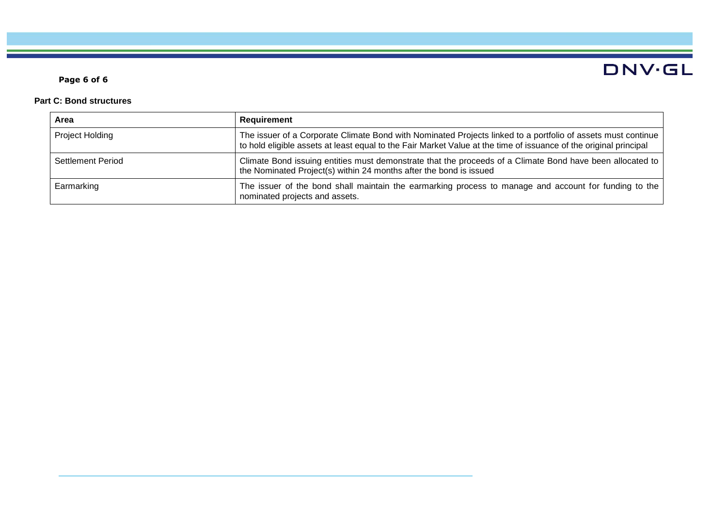**Part C: Bond structures**

| Area | Requirement |
| --- | --- |
| Project Holding | The issuer of a Corporate Climate Bond with Nominated Projects linked to a portfolio of assets must continue to hold eligible assets at least equal to the Fair Market Value at the time of issuance of the original principal |
| Settlement Period | Climate Bond issuing entities must demonstrate that the proceeds of a Climate Bond have been allocated to the Nominated Project(s) within 24 months after the bond is issued |
| Earmarking | The issuer of the bond shall maintain the earmarking process to manage and account for funding to the nominated projects and assets. |